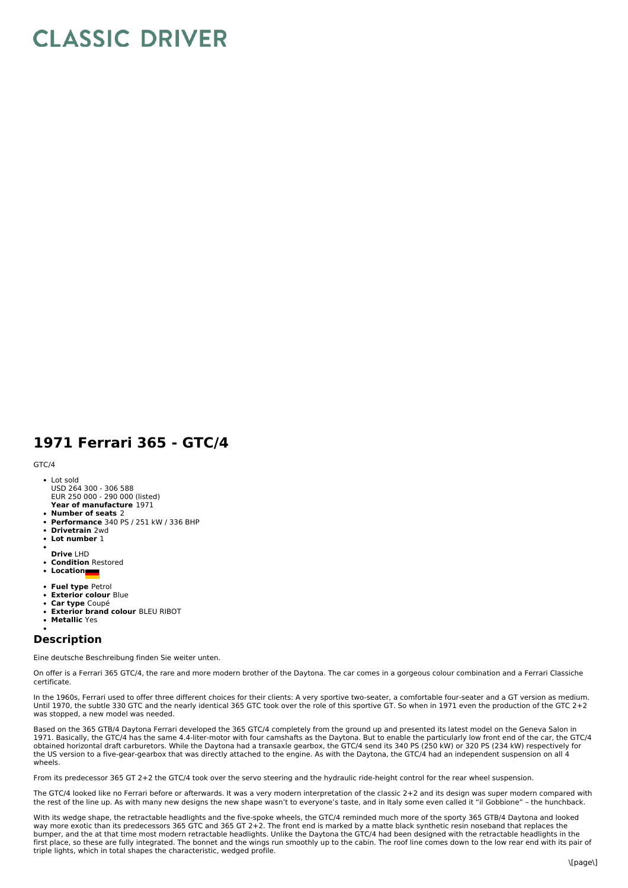# CLASSIC DRIVER

# 1971 Ferrari 365 - GTC/4

GTC/4

- Lot sold
  USD 264 300 - 306 588
  EUR 250 000 - 290 000 (listed)
  **Year of manufacture** 1971
- **Number of seats** 2
- **Performance** 340 PS / 251 kW / 336 BHP
- **Drivetrain** 2wd
- **Lot number** 1
- **Drive** LHD
- **Condition** Restored
- **Location**
- **Fuel type** Petrol
- **Exterior colour** Blue
- **Car type** Coupé
- **Exterior brand colour** BLEU RIBOT
- **Metallic** Yes

## Description

Eine deutsche Beschreibung finden Sie weiter unten.

On offer is a Ferrari 365 GTC/4, the rare and more modern brother of the Daytona. The car comes in a gorgeous colour combination and a Ferrari Classiche certificate.

In the 1960s, Ferrari used to offer three different choices for their clients: A very sportive two-seater, a comfortable four-seater and a GT version as medium. Until 1970, the subtle 330 GTC and the nearly identical 365 GTC took over the role of this sportive GT. So when in 1971 even the production of the GTC 2+2 was stopped, a new model was needed.

Based on the 365 GTB/4 Daytona Ferrari developed the 365 GTC/4 completely from the ground up and presented its latest model on the Geneva Salon in 1971. Basically, the GTC/4 has the same 4.4-liter-motor with four camshafts as the Daytona. But to enable the particularly low front end of the car, the GTC/4 obtained horizontal draft carburetors. While the Daytona had a transaxle gearbox, the GTC/4 send its 340 PS (250 kW) or 320 PS (234 kW) respectively for the US version to a five-gear-gearbox that was directly attached to the engine. As with the Daytona, the GTC/4 had an independent suspension on all 4 wheels.

From its predecessor 365 GT 2+2 the GTC/4 took over the servo steering and the hydraulic ride-height control for the rear wheel suspension.

The GTC/4 looked like no Ferrari before or afterwards. It was a very modern interpretation of the classic 2+2 and its design was super modern compared with the rest of the line up. As with many new designs the new shape wasn't to everyone's taste, and in Italy some even called it "il Gobbione" – the hunchback.

With its wedge shape, the retractable headlights and the five-spoke wheels, the GTC/4 reminded much more of the sporty 365 GTB/4 Daytona and looked way more exotic than its predecessors 365 GTC and 365 GT 2+2. The front end is marked by a matte black synthetic resin noseband that replaces the bumper, and the at that time most modern retractable headlights. Unlike the Daytona the GTC/4 had been designed with the retractable headlights in the first place, so these are fully integrated. The bonnet and the wings run smoothly up to the cabin. The roof line comes down to the low rear end with its pair of triple lights, which in total shapes the characteristic, wedged profile.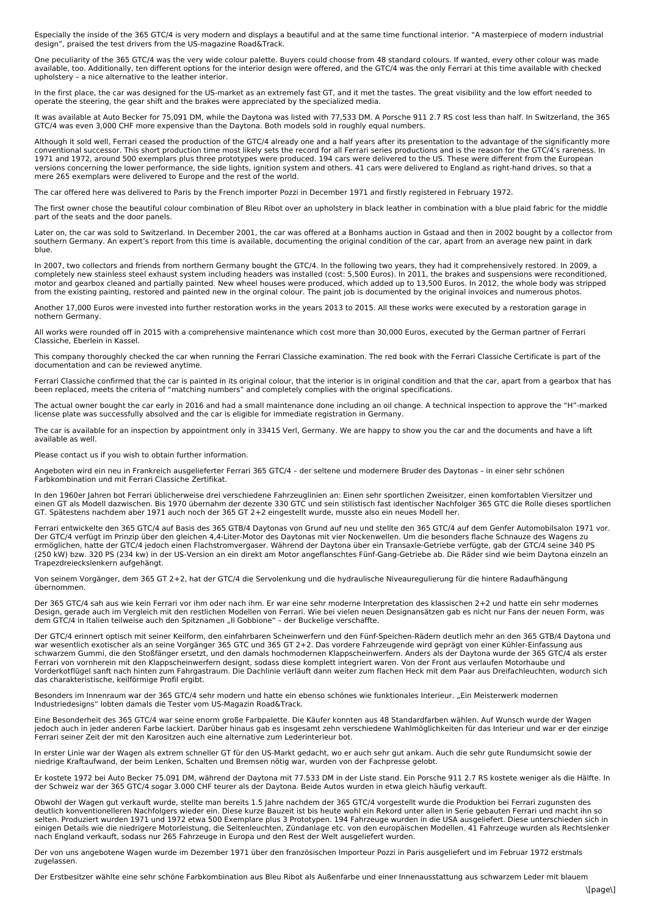Especially the inside of the 365 GTC/4 is very modern and displays a beautiful and at the same time functional interior. “A masterpiece of modern industrial design”, praised the test drivers from the US-magazine Road&Track.

One peculiarity of the 365 GTC/4 was the very wide colour palette. Buyers could choose from 48 standard colours. If wanted, every other colour was made available, too. Additionally, ten different options for the interior design were offered, and the GTC/4 was the only Ferrari at this time available with checked upholstery – a nice alternative to the leather interior.

In the first place, the car was designed for the US-market as an extremely fast GT, and it met the tastes. The great visibility and the low effort needed to operate the steering, the gear shift and the brakes were appreciated by the specialized media.

It was available at Auto Becker for 75,091 DM, while the Daytona was listed with 77,533 DM. A Porsche 911 2.7 RS cost less than half. In Switzerland, the 365 GTC/4 was even 3,000 CHF more expensive than the Daytona. Both models sold in roughly equal numbers.

Although it sold well, Ferrari ceased the production of the GTC/4 already one and a half years after its presentation to the advantage of the significantly more conventional successor. This short production time most likely sets the record for all Ferrari series productions and is the reason for the GTC/4’s rareness. In 1971 and 1972, around 500 exemplars plus three prototypes were produced. 194 cars were delivered to the US. These were different from the European versions concerning the lower performance, the side lights, ignition system and others. 41 cars were delivered to England as right-hand drives, so that a mere 265 exemplars were delivered to Europe and the rest of the world.

The car offered here was delivered to Paris by the French importer Pozzi in December 1971 and firstly registered in February 1972.

The first owner chose the beautiful colour combination of Bleu Ribot over an upholstery in black leather in combination with a blue plaid fabric for the middle part of the seats and the door panels.

Later on, the car was sold to Switzerland. In December 2001, the car was offered at a Bonhams auction in Gstaad and then in 2002 bought by a collector from southern Germany. An expert’s report from this time is available, documenting the original condition of the car, apart from an average new paint in dark blue.

In 2007, two collectors and friends from northern Germany bought the GTC/4. In the following two years, they had it comprehensively restored. In 2009, a completely new stainless steel exhaust system including headers was installed (cost: 5,500 Euros). In 2011, the brakes and suspensions were reconditioned, motor and gearbox cleaned and partially painted. New wheel houses were produced, which added up to 13,500 Euros. In 2012, the whole body was stripped from the existing painting, restored and painted new in the orginal colour. The paint job is documented by the original invoices and numerous photos.

Another 17,000 Euros were invested into further restoration works in the years 2013 to 2015. All these works were executed by a restoration garage in nothern Germany.

All works were rounded off in 2015 with a comprehensive maintenance which cost more than 30,000 Euros, executed by the German partner of Ferrari Classiche, Eberlein in Kassel.

This company thoroughly checked the car when running the Ferrari Classiche examination. The red book with the Ferrari Classiche Certificate is part of the documentation and can be reviewed anytime.

Ferrari Classiche confirmed that the car is painted in its original colour, that the interior is in original condition and that the car, apart from a gearbox that has been replaced, meets the criteria of “matching numbers” and completely complies with the original specifications.

The actual owner bought the car early in 2016 and had a small maintenance done including an oil change. A technical inspection to approve the “H”-marked license plate was successfully absolved and the car is eligible for immediate registration in Germany.

The car is available for an inspection by appointment only in 33415 Verl, Germany. We are happy to show you the car and the documents and have a lift available as well.

Please contact us if you wish to obtain further information.

Angeboten wird ein neu in Frankreich ausgelieferter Ferrari 365 GTC/4 – der seltene und modernere Bruder des Daytonas – in einer sehr schönen Farbkombination und mit Ferrari Classiche Zertifikat.

In den 1960er Jahren bot Ferrari üblicherweise drei verschiedene Fahrzeuglinien an: Einen sehr sportlichen Zweisitzer, einen komfortablen Viersitzer und einen GT als Modell dazwischen. Bis 1970 übernahm der dezente 330 GTC und sein stilistisch fast identischer Nachfolger 365 GTC die Rolle dieses sportlichen GT. Spätestens nachdem aber 1971 auch noch der 365 GT 2+2 eingestellt wurde, musste also ein neues Modell her.

Ferrari entwickelte den 365 GTC/4 auf Basis des 365 GTB/4 Daytonas von Grund auf neu und stellte den 365 GTC/4 auf dem Genfer Automobilsalon 1971 vor. Der GTC/4 verfügt im Prinzip über den gleichen 4,4-Liter-Motor des Daytonas mit vier Nockenwellen. Um die besonders flache Schnauze des Wagens zu ermöglichen, hatte der GTC/4 jedoch einen Flachstromvergaser. Während der Daytona über ein Transaxle-Getriebe verfügte, gab der GTC/4 seine 340 PS (250 kW) bzw. 320 PS (234 kw) in der US-Version an ein direkt am Motor angeflanschtes Fünf-Gang-Getriebe ab. Die Räder sind wie beim Daytona einzeln an Trapezdreieckslenkern aufgehängt.

Von seinem Vorgänger, dem 365 GT 2+2, hat der GTC/4 die Servolenkung und die hydraulische Niveauregulierung für die hintere Radaufhängung übernommen.

Der 365 GTC/4 sah aus wie kein Ferrari vor ihm oder nach ihm. Er war eine sehr moderne Interpretation des klassischen 2+2 und hatte ein sehr modernes Design, gerade auch im Vergleich mit den restlichen Modellen von Ferrari. Wie bei vielen neuen Designansätzen gab es nicht nur Fans der neuen Form, was dem GTC/4 in Italien teilweise auch den Spitznamen „Il Gobbione“ – der Buckelige verschaffte.

Der GTC/4 erinnert optisch mit seiner Keilform, den einfahrbaren Scheinwerfern und den Fünf-Speichen-Rädern deutlich mehr an den 365 GTB/4 Daytona und war wesentlich exotischer als an seine Vorgänger 365 GTC und 365 GT 2+2. Das vordere Fahrzeugende wird geprägt von einer Kühler-Einfassung aus schwarzem Gummi, die den Stoßfänger ersetzt, und den damals hochmodernen Klappscheinwerfern. Anders als der Daytona wurde der 365 GTC/4 als erster Ferrari von vornherein mit den Klappscheinwerfern designt, sodass diese komplett integriert waren. Von der Front aus verlaufen Motorhaube und Vorderkotflügel sanft nach hinten zum Fahrgastraum. Die Dachlinie verläuft dann weiter zum flachen Heck mit dem Paar aus Dreifachleuchten, wodurch sich das charakteristische, keilförmige Profil ergibt.

Besonders im Innenraum war der 365 GTC/4 sehr modern und hatte ein ebenso schönes wie funktionales Interieur. „Ein Meisterwerk modernen Industriedesigns“ lobten damals die Tester vom US-Magazin Road&Track.

Eine Besonderheit des 365 GTC/4 war seine enorm große Farbpalette. Die Käufer konnten aus 48 Standardfarben wählen. Auf Wunsch wurde der Wagen jedoch auch in jeder anderen Farbe lackiert. Darüber hinaus gab es insgesamt zehn verschiedene Wahlmöglichkeiten für das Interieur und war er der einzige Ferrari seiner Zeit der mit den Karositzen auch eine alternative zum Lederinterieur bot.

In erster Linie war der Wagen als extrem schneller GT für den US-Markt gedacht, wo er auch sehr gut ankam. Auch die sehr gute Rundumsicht sowie der niedrige Kraftaufwand, der beim Lenken, Schalten und Bremsen nötig war, wurden von der Fachpresse gelobt.

Er kostete 1972 bei Auto Becker 75.091 DM, während der Daytona mit 77.533 DM in der Liste stand. Ein Porsche 911 2.7 RS kostete weniger als die Hälfte. In der Schweiz war der 365 GTC/4 sogar 3.000 CHF teurer als der Daytona. Beide Autos wurden in etwa gleich häufig verkauft.

Obwohl der Wagen gut verkauft wurde, stellte man bereits 1.5 Jahre nachdem der 365 GTC/4 vorgestellt wurde die Produktion bei Ferrari zugunsten des deutlich konventionelleren Nachfolgers wieder ein. Diese kurze Bauzeit ist bis heute wohl ein Rekord unter allen in Serie gebauten Ferrari und macht ihn so selten. Produziert wurden 1971 und 1972 etwa 500 Exemplare plus 3 Prototypen. 194 Fahrzeuge wurden in die USA ausgeliefert. Diese unterschieden sich in einigen Details wie die niedrigere Motorleistung, die Seitenleuchten, Zündanlage etc. von den europäischen Modellen. 41 Fahrzeuge wurden als Rechtslenker nach England verkauft, sodass nur 265 Fahrzeuge in Europa und den Rest der Welt ausgeliefert wurden.

Der von uns angebotene Wagen wurde im Dezember 1971 über den französischen Importeur Pozzi in Paris ausgeliefert und im Februar 1972 erstmals zugelassen.

Der Erstbesitzer wählte eine sehr schöne Farbkombination aus Bleu Ribot als Außenfarbe und einer Innenausstattung aus schwarzem Leder mit blauem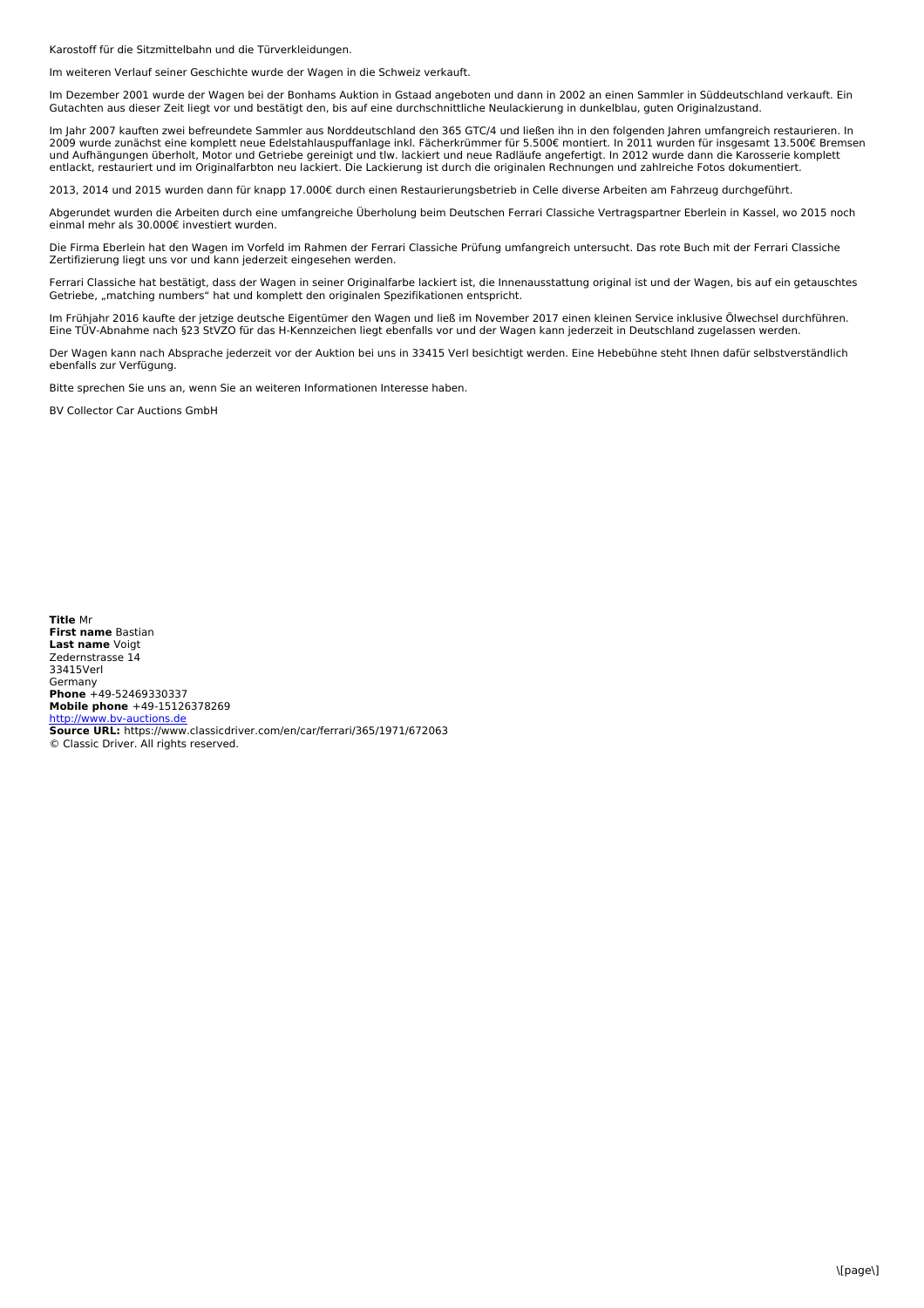Karostoff für die Sitzmittelbahn und die Türverkleidungen.

Im weiteren Verlauf seiner Geschichte wurde der Wagen in die Schweiz verkauft.

Im Dezember 2001 wurde der Wagen bei der Bonhams Auktion in Gstaad angeboten und dann in 2002 an einen Sammler in Süddeutschland verkauft. Ein Gutachten aus dieser Zeit liegt vor und bestätigt den, bis auf eine durchschnittliche Neulackierung in dunkelblau, guten Originalzustand.

Im Jahr 2007 kauften zwei befreundete Sammler aus Norddeutschland den 365 GTC/4 und ließen ihn in den folgenden Jahren umfangreich restaurieren. In 2009 wurde zunächst eine komplett neue Edelstahlauspuffanlage inkl. Fächerkrümmer für 5.500€ montiert. In 2011 wurden für insgesamt 13.500€ Bremsen und Aufhängungen überholt, Motor und Getriebe gereinigt und tlw. lackiert und neue Radläufe angefertigt. In 2012 wurde dann die Karosserie komplett entlackt, restauriert und im Originalfarbton neu lackiert. Die Lackierung ist durch die originalen Rechnungen und zahlreiche Fotos dokumentiert.

2013, 2014 und 2015 wurden dann für knapp 17.000€ durch einen Restaurierungsbetrieb in Celle diverse Arbeiten am Fahrzeug durchgeführt.

Abgerundet wurden die Arbeiten durch eine umfangreiche Überholung beim Deutschen Ferrari Classiche Vertragspartner Eberlein in Kassel, wo 2015 noch einmal mehr als 30.000€ investiert wurden.

Die Firma Eberlein hat den Wagen im Vorfeld im Rahmen der Ferrari Classiche Prüfung umfangreich untersucht. Das rote Buch mit der Ferrari Classiche Zertifizierung liegt uns vor und kann jederzeit eingesehen werden.

Ferrari Classiche hat bestätigt, dass der Wagen in seiner Originalfarbe lackiert ist, die Innenausstattung original ist und der Wagen, bis auf ein getauschtes Getriebe, „matching numbers“ hat und komplett den originalen Spezifikationen entspricht.

Im Frühjahr 2016 kaufte der jetzige deutsche Eigentümer den Wagen und ließ im November 2017 einen kleinen Service inklusive Ölwechsel durchführen. Eine TÜV-Abnahme nach §23 StVZO für das H-Kennzeichen liegt ebenfalls vor und der Wagen kann jederzeit in Deutschland zugelassen werden.

Der Wagen kann nach Absprache jederzeit vor der Auktion bei uns in 33415 Verl besichtigt werden. Eine Hebebühne steht Ihnen dafür selbstverständlich ebenfalls zur Verfügung.

Bitte sprechen Sie uns an, wenn Sie an weiteren Informationen Interesse haben.

BV Collector Car Auctions GmbH

**Title** Mr
**First name** Bastian
**Last name** Voigt
Zedernstrasse 14
33415Verl
Germany
**Phone** +49-52469330337
**Mobile phone** +49-15126378269
http://www.bv-auctions.de
**Source URL:** https://www.classicdriver.com/en/car/ferrari/365/1971/672063
© Classic Driver. All rights reserved.